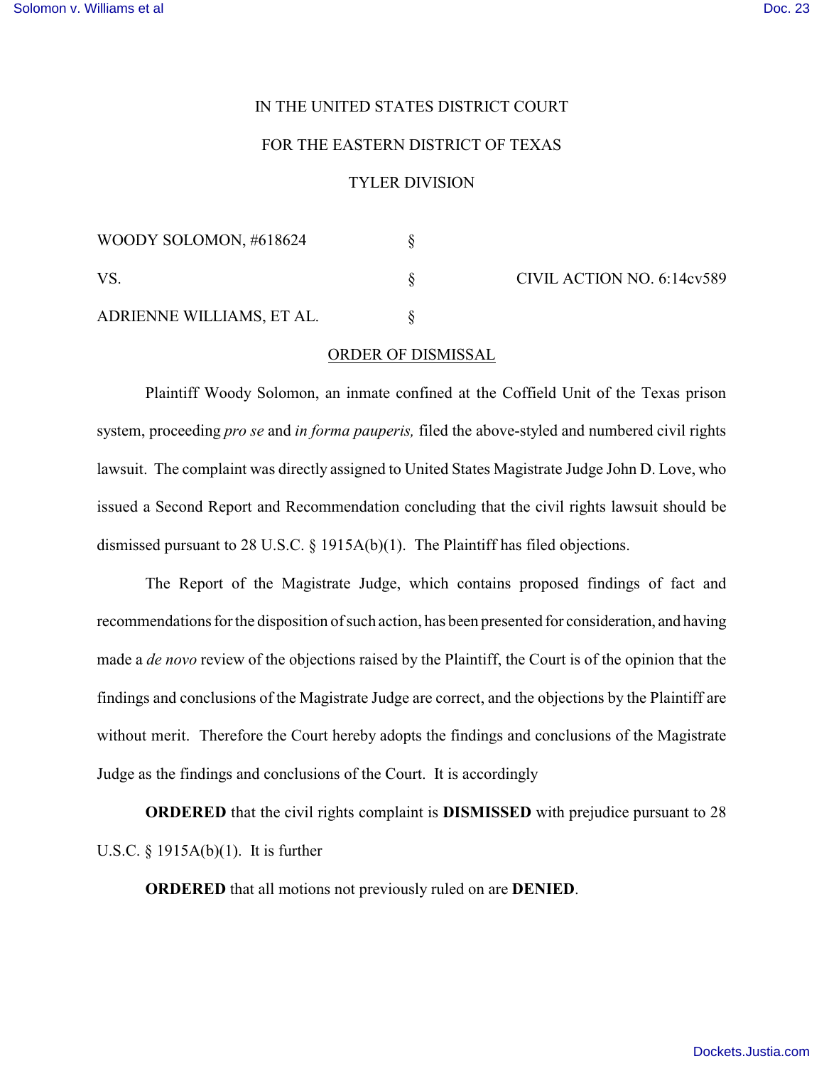IN THE UNITED STATES DISTRICT COURT

FOR THE EASTERN DISTRICT OF TEXAS

TYLER DIVISION

| | | |
|---|---|---|
| WOODY SOLOMON, #618624 | § | |
| VS. | § | CIVIL ACTION NO. 6:14cv589 |
| ADRIENNE WILLIAMS, ET AL. | § | |

ORDER OF DISMISSAL

Plaintiff Woody Solomon, an inmate confined at the Coffield Unit of the Texas prison system, proceeding *pro se* and *in forma pauperis,* filed the above-styled and numbered civil rights lawsuit. The complaint was directly assigned to United States Magistrate Judge John D. Love, who issued a Second Report and Recommendation concluding that the civil rights lawsuit should be dismissed pursuant to 28 U.S.C. § 1915A(b)(1). The Plaintiff has filed objections.

The Report of the Magistrate Judge, which contains proposed findings of fact and recommendations for the disposition of such action, has been presented for consideration, and having made a *de novo* review of the objections raised by the Plaintiff, the Court is of the opinion that the findings and conclusions of the Magistrate Judge are correct, and the objections by the Plaintiff are without merit. Therefore the Court hereby adopts the findings and conclusions of the Magistrate Judge as the findings and conclusions of the Court. It is accordingly

**ORDERED** that the civil rights complaint is **DISMISSED** with prejudice pursuant to 28 U.S.C. § 1915A(b)(1). It is further

**ORDERED** that all motions not previously ruled on are **DENIED**.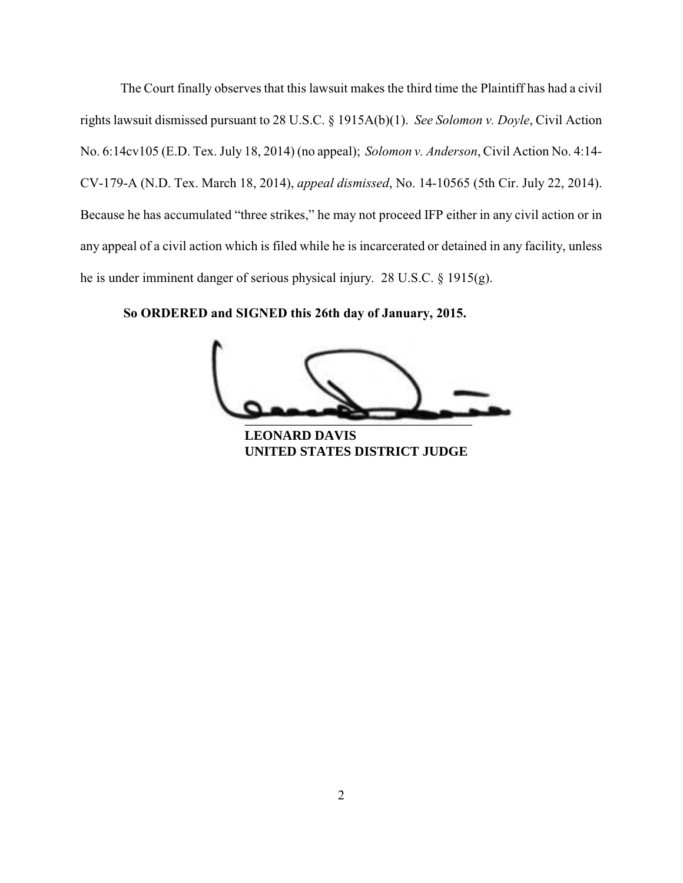The Court finally observes that this lawsuit makes the third time the Plaintiff has had a civil rights lawsuit dismissed pursuant to 28 U.S.C. § 1915A(b)(1). *See Solomon v. Doyle*, Civil Action No. 6:14cv105 (E.D. Tex. July 18, 2014) (no appeal); *Solomon v. Anderson*, Civil Action No. 4:14-CV-179-A (N.D. Tex. March 18, 2014), *appeal dismissed*, No. 14-10565 (5th Cir. July 22, 2014). Because he has accumulated "three strikes," he may not proceed IFP either in any civil action or in any appeal of a civil action which is filed while he is incarcerated or detained in any facility, unless he is under imminent danger of serious physical injury. 28 U.S.C. § 1915(g).

**So ORDERED and SIGNED this 26th day of January, 2015.**

**LEONARD DAVIS**
**UNITED STATES DISTRICT JUDGE**